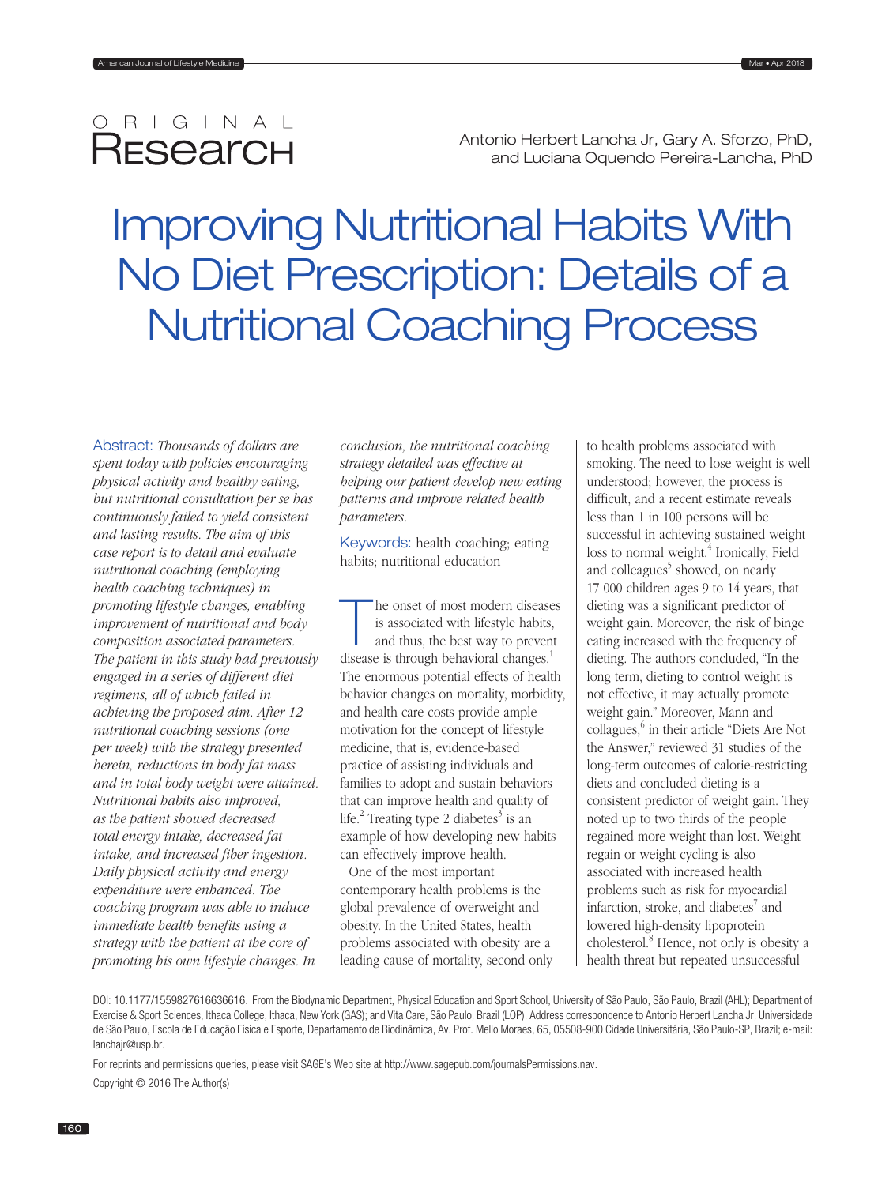ORIGINAL Research

# Improving Nutritional Habits With No Diet Prescription: Details of a Nutritional Coaching Process

Antonio Herbert Lancha Jr, Gary A. Sforzo, PhD, and Luciana Oquendo Pereira-Lancha, PhD

**Abstract:** *Thousands of dollars are spent today with policies encouraging physical activity and healthy eating, but nutritional consultation per se has continuously failed to yield consistent and lasting results. The aim of this case report is to detail and evaluate nutritional coaching (employing health coaching techniques) in promoting lifestyle changes, enabling improvement of nutritional and body composition associated parameters. The patient in this study had previously engaged in a series of different diet regimens, all of which failed in achieving the proposed aim. After 12 nutritional coaching sessions (one per week) with the strategy presented herein, reductions in body fat mass and in total body weight were attained. Nutritional habits also improved, as the patient showed decreased total energy intake, decreased fat intake, and increased fiber ingestion. Daily physical activity and energy expenditure were enhanced. The coaching program was able to induce immediate health benefits using a strategy with the patient at the core of promoting his own lifestyle changes. In conclusion, the nutritional coaching strategy detailed was effective at helping our patient develop new eating patterns and improve related health parameters.*

**Keywords:** health coaching; eating habits; nutritional education

The onset of most modern diseases is associated with lifestyle habits, and thus, the best way to prevent disease is through behavioral changes.[1] The enormous potential effects of health behavior changes on mortality, morbidity, and health care costs provide ample motivation for the concept of lifestyle medicine, that is, evidence-based practice of assisting individuals and families to adopt and sustain behaviors that can improve health and quality of life.[2] Treating type 2 diabetes[3] is an example of how developing new habits can effectively improve health.

One of the most important contemporary health problems is the global prevalence of overweight and obesity. In the United States, health problems associated with obesity are a leading cause of mortality, second only to health problems associated with smoking. The need to lose weight is well understood; however, the process is difficult, and a recent estimate reveals less than 1 in 100 persons will be successful in achieving sustained weight loss to normal weight.[4] Ironically, Field and colleagues[5] showed, on nearly 17 000 children ages 9 to 14 years, that dieting was a significant predictor of weight gain. Moreover, the risk of binge eating increased with the frequency of dieting. The authors concluded, "In the long term, dieting to control weight is not effective, it may actually promote weight gain." Moreover, Mann and collagues,[6] in their article "Diets Are Not the Answer," reviewed 31 studies of the long-term outcomes of calorie-restricting diets and concluded dieting is a consistent predictor of weight gain. They noted up to two thirds of the people regained more weight than lost. Weight regain or weight cycling is also associated with increased health problems such as risk for myocardial infarction, stroke, and diabetes[7] and lowered high-density lipoprotein cholesterol.[8] Hence, not only is obesity a health threat but repeated unsuccessful

DOI: 10.1177/1559827616636616. From the Biodynamic Department, Physical Education and Sport School, University of São Paulo, São Paulo, Brazil (AHL); Department of Exercise & Sport Sciences, Ithaca College, Ithaca, New York (GAS); and Vita Care, São Paulo, Brazil (LOP). Address correspondence to Antonio Herbert Lancha Jr, Universidade de São Paulo, Escola de Educação Física e Esporte, Departamento de Biodinâmica, Av. Prof. Mello Moraes, 65, 05508-900 Cidade Universitária, São Paulo-SP, Brazil; e-mail: lanchajr@usp.br.

For reprints and permissions queries, please visit SAGE's Web site at http://www.sagepub.com/journalsPermissions.nav.

Copyright © 2016 The Author(s)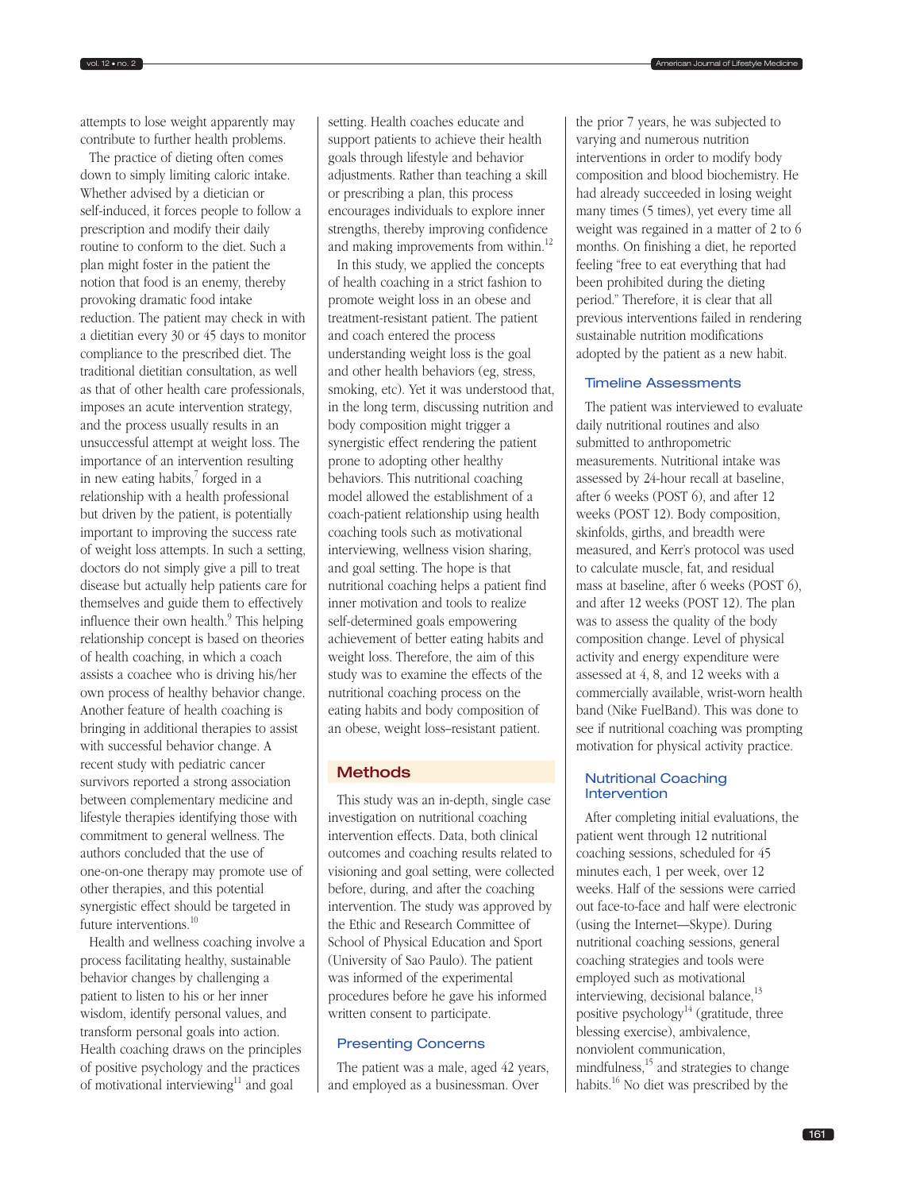attempts to lose weight apparently may contribute to further health problems.

The practice of dieting often comes down to simply limiting caloric intake. Whether advised by a dietician or self-induced, it forces people to follow a prescription and modify their daily routine to conform to the diet. Such a plan might foster in the patient the notion that food is an enemy, thereby provoking dramatic food intake reduction. The patient may check in with a dietitian every 30 or 45 days to monitor compliance to the prescribed diet. The traditional dietitian consultation, as well as that of other health care professionals, imposes an acute intervention strategy, and the process usually results in an unsuccessful attempt at weight loss. The importance of an intervention resulting in new eating habits,[7] forged in a relationship with a health professional but driven by the patient, is potentially important to improving the success rate of weight loss attempts. In such a setting, doctors do not simply give a pill to treat disease but actually help patients care for themselves and guide them to effectively influence their own health.[9] This helping relationship concept is based on theories of health coaching, in which a coach assists a coachee who is driving his/her own process of healthy behavior change. Another feature of health coaching is bringing in additional therapies to assist with successful behavior change. A recent study with pediatric cancer survivors reported a strong association between complementary medicine and lifestyle therapies identifying those with commitment to general wellness. The authors concluded that the use of one-on-one therapy may promote use of other therapies, and this potential synergistic effect should be targeted in future interventions.[10]

Health and wellness coaching involve a process facilitating healthy, sustainable behavior changes by challenging a patient to listen to his or her inner wisdom, identify personal values, and transform personal goals into action. Health coaching draws on the principles of positive psychology and the practices of motivational interviewing[11] and goal setting. Health coaches educate and support patients to achieve their health goals through lifestyle and behavior adjustments. Rather than teaching a skill or prescribing a plan, this process encourages individuals to explore inner strengths, thereby improving confidence and making improvements from within.[12]

In this study, we applied the concepts of health coaching in a strict fashion to promote weight loss in an obese and treatment-resistant patient. The patient and coach entered the process understanding weight loss is the goal and other health behaviors (eg, stress, smoking, etc). Yet it was understood that, in the long term, discussing nutrition and body composition might trigger a synergistic effect rendering the patient prone to adopting other healthy behaviors. This nutritional coaching model allowed the establishment of a coach-patient relationship using health coaching tools such as motivational interviewing, wellness vision sharing, and goal setting. The hope is that nutritional coaching helps a patient find inner motivation and tools to realize self-determined goals empowering achievement of better eating habits and weight loss. Therefore, the aim of this study was to examine the effects of the nutritional coaching process on the eating habits and body composition of an obese, weight loss–resistant patient.

## Methods

This study was an in-depth, single case investigation on nutritional coaching intervention effects. Data, both clinical outcomes and coaching results related to visioning and goal setting, were collected before, during, and after the coaching intervention. The study was approved by the Ethic and Research Committee of School of Physical Education and Sport (University of Sao Paulo). The patient was informed of the experimental procedures before he gave his informed written consent to participate.

### Presenting Concerns

The patient was a male, aged 42 years, and employed as a businessman. Over the prior 7 years, he was subjected to varying and numerous nutrition interventions in order to modify body composition and blood biochemistry. He had already succeeded in losing weight many times (5 times), yet every time all weight was regained in a matter of 2 to 6 months. On finishing a diet, he reported feeling "free to eat everything that had been prohibited during the dieting period." Therefore, it is clear that all previous interventions failed in rendering sustainable nutrition modifications adopted by the patient as a new habit.

### Timeline Assessments

The patient was interviewed to evaluate daily nutritional routines and also submitted to anthropometric measurements. Nutritional intake was assessed by 24-hour recall at baseline, after 6 weeks (POST 6), and after 12 weeks (POST 12). Body composition, skinfolds, girths, and breadth were measured, and Kerr's protocol was used to calculate muscle, fat, and residual mass at baseline, after 6 weeks (POST 6), and after 12 weeks (POST 12). The plan was to assess the quality of the body composition change. Level of physical activity and energy expenditure were assessed at 4, 8, and 12 weeks with a commercially available, wrist-worn health band (Nike FuelBand). This was done to see if nutritional coaching was prompting motivation for physical activity practice.

### Nutritional Coaching Intervention

After completing initial evaluations, the patient went through 12 nutritional coaching sessions, scheduled for 45 minutes each, 1 per week, over 12 weeks. Half of the sessions were carried out face-to-face and half were electronic (using the Internet—Skype). During nutritional coaching sessions, general coaching strategies and tools were employed such as motivational interviewing, decisional balance,[13] positive psychology[14] (gratitude, three blessing exercise), ambivalence, nonviolent communication, mindfulness,[15] and strategies to change habits.[16] No diet was prescribed by the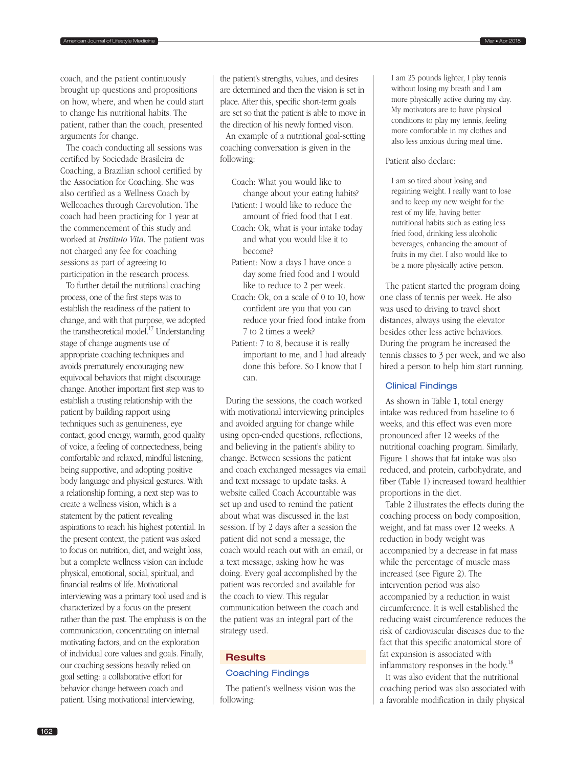coach, and the patient continuously brought up questions and propositions on how, where, and when he could start to change his nutritional habits. The patient, rather than the coach, presented arguments for change.

The coach conducting all sessions was certified by Sociedade Brasileira de Coaching, a Brazilian school certified by the Association for Coaching. She was also certified as a Wellness Coach by Wellcoaches through Carevolution. The coach had been practicing for 1 year at the commencement of this study and worked at *Instituto Vita*. The patient was not charged any fee for coaching sessions as part of agreeing to participation in the research process.

To further detail the nutritional coaching process, one of the first steps was to establish the readiness of the patient to change, and with that purpose, we adopted the transtheoretical model.[17] Understanding stage of change augments use of appropriate coaching techniques and avoids prematurely encouraging new equivocal behaviors that might discourage change. Another important first step was to establish a trusting relationship with the patient by building rapport using techniques such as genuineness, eye contact, good energy, warmth, good quality of voice, a feeling of connectedness, being comfortable and relaxed, mindful listening, being supportive, and adopting positive body language and physical gestures. With a relationship forming, a next step was to create a wellness vision, which is a statement by the patient revealing aspirations to reach his highest potential. In the present context, the patient was asked to focus on nutrition, diet, and weight loss, but a complete wellness vision can include physical, emotional, social, spiritual, and financial realms of life. Motivational interviewing was a primary tool used and is characterized by a focus on the present rather than the past. The emphasis is on the communication, concentrating on internal motivating factors, and on the exploration of individual core values and goals. Finally, our coaching sessions heavily relied on goal setting: a collaborative effort for behavior change between coach and patient. Using motivational interviewing, the patient's strengths, values, and desires are determined and then the vision is set in place. After this, specific short-term goals are set so that the patient is able to move in the direction of his newly formed vison.

An example of a nutritional goal-setting coaching conversation is given in the following:

> Coach: What you would like to change about your eating habits?
>
> Patient: I would like to reduce the amount of fried food that I eat.
>
> Coach: Ok, what is your intake today and what you would like it to become?
>
> Patient: Now a days I have once a day some fried food and I would like to reduce to 2 per week.
>
> Coach: Ok, on a scale of 0 to 10, how confident are you that you can reduce your fried food intake from 7 to 2 times a week?
>
> Patient: 7 to 8, because it is really important to me, and I had already done this before. So I know that I can.

During the sessions, the coach worked with motivational interviewing principles and avoided arguing for change while using open-ended questions, reflections, and believing in the patient's ability to change. Between sessions the patient and coach exchanged messages via email and text message to update tasks. A website called Coach Accountable was set up and used to remind the patient about what was discussed in the last session. If by 2 days after a session the patient did not send a message, the coach would reach out with an email, or a text message asking how he was doing. Every goal accomplished by the patient was recorded and available for the coach to view. This regular communication between the coach and the patient was an integral part of the strategy used.

## Results

### Coaching Findings

The patient's wellness vision was the following:

> I am 25 pounds lighter, I play tennis without losing my breath and I am more physically active during my day. My motivators are to have physical conditions to play my tennis, feeling more comfortable in my clothes and also less anxious during meal time.

Patient also declare:

> I am so tired about losing and regaining weight. I really want to lose and to keep my new weight for the rest of my life, having better nutritional habits such as eating less fried food, drinking less alcoholic beverages, enhancing the amount of fruits in my diet. I also would like to be a more physically active person.

The patient started the program doing one class of tennis per week. He also was used to driving to travel short distances, always using the elevator besides other less active behaviors. During the program he increased the tennis classes to 3 per week, and we also hired a person to help him start running.

### Clinical Findings

As shown in Table 1, total energy intake was reduced from baseline to 6 weeks, and this effect was even more pronounced after 12 weeks of the nutritional coaching program. Similarly, Figure 1 shows that fat intake was also reduced, and protein, carbohydrate, and fiber (Table 1) increased toward healthier proportions in the diet.

Table 2 illustrates the effects during the coaching process on body composition, weight, and fat mass over 12 weeks. A reduction in body weight was accompanied by a decrease in fat mass while the percentage of muscle mass increased (see Figure 2). The intervention period was also accompanied by a reduction in waist circumference. It is well established the reducing waist circumference reduces the risk of cardiovascular diseases due to the fact that this specific anatomical store of fat expansion is associated with inflammatory responses in the body.[18]

It was also evident that the nutritional coaching period was also associated with a favorable modification in daily physical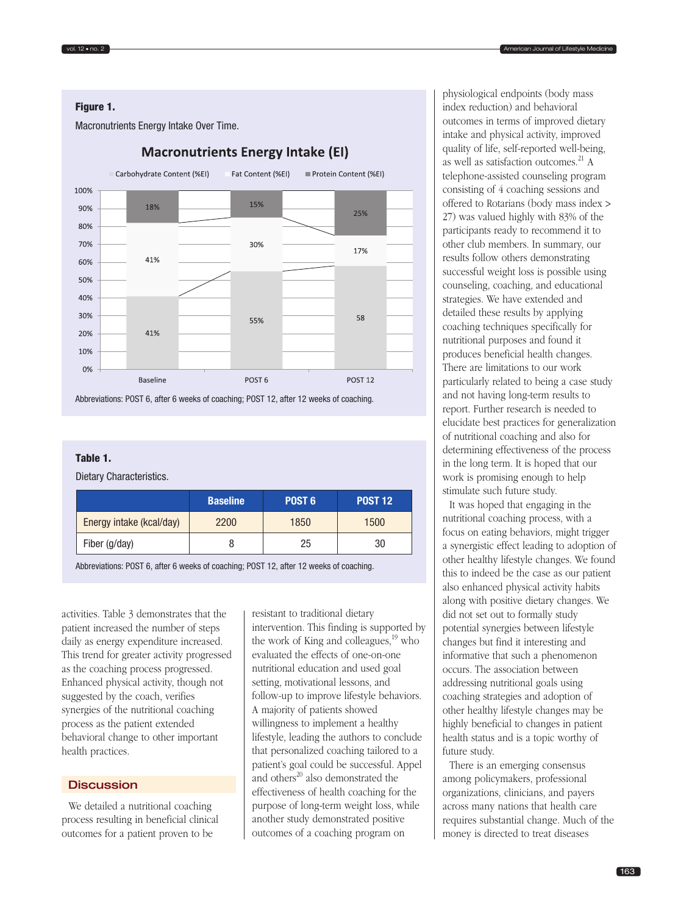**Figure 1.**

Macronutrients Energy Intake Over Time.

Macronutrients Energy Intake (EI)

Carbohydrate Content (%EI)
Fat Content (%EI)
Protein Content (%EI)

100%
90%
80%
70%
60%
50%
40%
30%
20%
10%
0%

18%
41%
41%
15%
30%
55%
25%
17%
58

Baseline
POST 6
POST 12

Abbreviations: POST 6, after 6 weeks of coaching; POST 12, after 12 weeks of coaching.

**Table 1.**

Dietary Characteristics.

| | Baseline | POST 6 | POST 12 |
|---|---|---|---|
| Energy intake (kcal/day) | 2200 | 1850 | 1500 |
| Fiber (g/day) | 8 | 25 | 30 |

Abbreviations: POST 6, after 6 weeks of coaching; POST 12, after 12 weeks of coaching.

activities. Table 3 demonstrates that the patient increased the number of steps daily as energy expenditure increased. This trend for greater activity progressed as the coaching process progressed. Enhanced physical activity, though not suggested by the coach, verifies synergies of the nutritional coaching process as the patient extended behavioral change to other important health practices.

## Discussion

We detailed a nutritional coaching process resulting in beneficial clinical outcomes for a patient proven to be resistant to traditional dietary intervention. This finding is supported by the work of King and colleagues,[19] who evaluated the effects of one-on-one nutritional education and used goal setting, motivational lessons, and follow-up to improve lifestyle behaviors. A majority of patients showed willingness to implement a healthy lifestyle, leading the authors to conclude that personalized coaching tailored to a patient's goal could be successful. Appel and others[20] also demonstrated the effectiveness of health coaching for the purpose of long-term weight loss, while another study demonstrated positive outcomes of a coaching program on physiological endpoints (body mass index reduction) and behavioral outcomes in terms of improved dietary intake and physical activity, improved quality of life, self-reported well-being, as well as satisfaction outcomes.[21] A telephone-assisted counseling program consisting of 4 coaching sessions and offered to Rotarians (body mass index > 27) was valued highly with 83% of the participants ready to recommend it to other club members. In summary, our results follow others demonstrating successful weight loss is possible using counseling, coaching, and educational strategies. We have extended and detailed these results by applying coaching techniques specifically for nutritional purposes and found it produces beneficial health changes. There are limitations to our work particularly related to being a case study and not having long-term results to report. Further research is needed to elucidate best practices for generalization of nutritional coaching and also for determining effectiveness of the process in the long term. It is hoped that our work is promising enough to help stimulate such future study.

It was hoped that engaging in the nutritional coaching process, with a focus on eating behaviors, might trigger a synergistic effect leading to adoption of other healthy lifestyle changes. We found this to indeed be the case as our patient also enhanced physical activity habits along with positive dietary changes. We did not set out to formally study potential synergies between lifestyle changes but find it interesting and informative that such a phenomenon occurs. The association between addressing nutritional goals using coaching strategies and adoption of other healthy lifestyle changes may be highly beneficial to changes in patient health status and is a topic worthy of future study.

There is an emerging consensus among policymakers, professional organizations, clinicians, and payers across many nations that health care requires substantial change. Much of the money is directed to treat diseases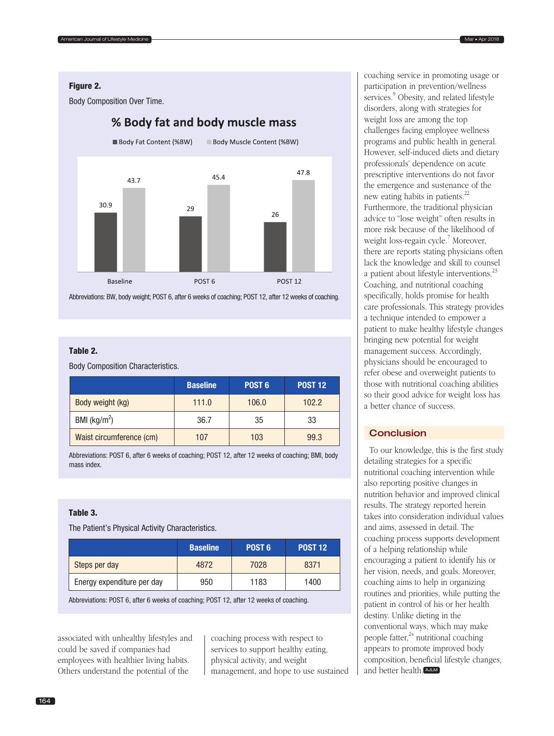**Figure 2.**

Body Composition Over Time.

% Body fat and body muscle mass

| | Baseline | POST 6 | POST 12 |
|---|---|---|---|
| Body Fat Content (%BW) | 30.9 | 29 | 26 |
| Body Muscle Content (%BW) | 43.7 | 45.4 | 47.8 |

Abbreviations: BW, body weight; POST 6, after 6 weeks of coaching; POST 12, after 12 weeks of coaching.

**Table 2.**

Body Composition Characteristics.

| | Baseline | POST 6 | POST 12 |
|---|---|---|---|
| Body weight (kg) | 111.0 | 106.0 | 102.2 |
| BMI (kg/m$^2$) | 36.7 | 35 | 33 |
| Waist circumference (cm) | 107 | 103 | 99.3 |

Abbreviations: POST 6, after 6 weeks of coaching; POST 12, after 12 weeks of coaching; BMI, body mass index.

**Table 3.**

The Patient's Physical Activity Characteristics.

| | Baseline | POST 6 | POST 12 |
|---|---|---|---|
| Steps per day | 4872 | 7028 | 8371 |
| Energy expenditure per day | 950 | 1183 | 1400 |

Abbreviations: POST 6, after 6 weeks of coaching; POST 12, after 12 weeks of coaching.

associated with unhealthy lifestyles and could be saved if companies had employees with healthier living habits. Others understand the potential of the coaching process with respect to services to support healthy eating, physical activity, and weight management, and hope to use sustained coaching service in promoting usage or participation in prevention/wellness services.[9] Obesity, and related lifestyle disorders, along with strategies for weight loss are among the top challenges facing employee wellness programs and public health in general. However, self-induced diets and dietary professionals' dependence on acute prescriptive interventions do not favor the emergence and sustenance of the new eating habits in patients.[22] Furthermore, the traditional physician advice to "lose weight" often results in more risk because of the likelihood of weight loss-regain cycle.[7] Moreover, there are reports stating physicians often lack the knowledge and skill to counsel a patient about lifestyle interventions.[23] Coaching, and nutritional coaching specifically, holds promise for health care professionals. This strategy provides a technique intended to empower a patient to make healthy lifestyle changes bringing new potential for weight management success. Accordingly, physicians should be encouraged to refer obese and overweight patients to those with nutritional coaching abilities so their good advice for weight loss has a better chance of success.

## Conclusion

To our knowledge, this is the first study detailing strategies for a specific nutritional coaching intervention while also reporting positive changes in nutrition behavior and improved clinical results. The strategy reported herein takes into consideration individual values and aims, assessed in detail. The coaching process supports development of a helping relationship while encouraging a patient to identify his or her vision, needs, and goals. Moreover, coaching aims to help in organizing routines and priorities, while putting the patient in control of his or her health destiny. Unlike dieting in the conventional ways, which may make people fatter,[24] nutritional coaching appears to promote improved body composition, beneficial lifestyle changes, and better health.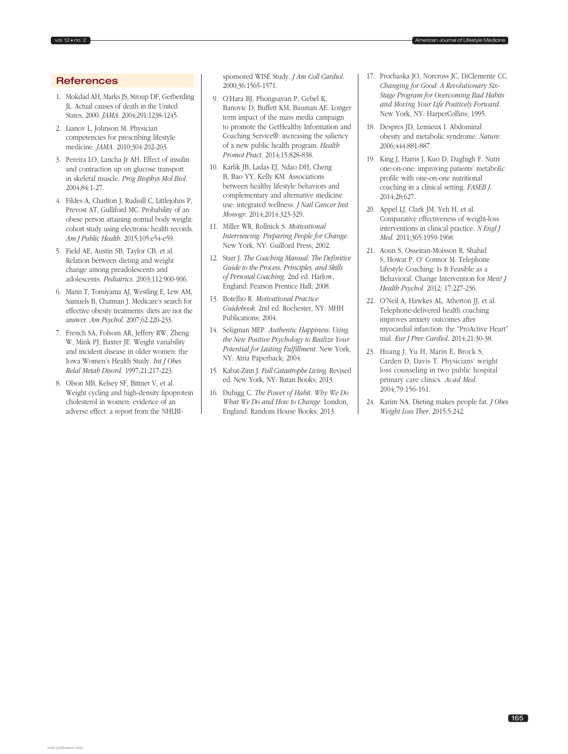## References

1. Mokdad AH, Marks JS, Stroup DF, Gerberding JL. Actual causes of death in the United States, 2000. *JAMA*. 2004;291:1238-1245.
2. Lianov L, Johnson M. Physician competencies for prescribing lifestyle medicine. *JAMA*. 2010;304:202-203.
3. Pereira LO, Lancha Jr AH. Effect of insulin and contraction up on glucose transport in skeletal muscle. *Prog Biophys Mol Biol*. 2004;84:1-27.
4. Fildes A, Charlton J, Rudisill C, Littlejohns P, Prevost AT, Gulliford MC. Probability of an obese person attaining normal body weight: cohort study using electronic health records. *Am J Public Health*. 2015;105:e54-e59.
5. Field AE, Austin SB, Taylor CB, et al. Relation between dieting and weight change among preadolescents and adolescents. *Pediatrics*. 2003;112:900-906.
6. Mann T, Tomiyama AJ, Westling E, Lew AM, Samuels B, Chatman J. Medicare's search for effective obesity treatments: diets are not the answer. *Am Psychol*. 2007;62:220-233.
7. French SA, Folsom AR, Jeffery RW, Zheng W, Mink PJ, Baxter JE. Weight variability and incident disease in older women: the Iowa Women's Health Study. *Int J Obes Relal Metab Disord*. 1997;21:217-223.
8. Olson MB, Kelsey SF, Bittner V, et al. Weight cycling and high-density lipoprotein cholesterol in women: evidence of an adverse effect: a report from the NHLBI-sponsored WISE Study. *J Am Coll Cardiol*. 2000;36:1565-1571.
9. O'Hara BJ, Phongsavan P, Gebel K, Banovic D, Buffett KM, Bauman AE. Longer term impact of the mass media campaign to promote the GetHealthy Information and Coaching Service®: increasing the saliency of a new public health program. *Health Promot Pract*. 2014;15:828-838.
10. Karlik JB, Ladas EJ, Ndao DH, Cheng B, Bao YY, Kelly KM. Associations between healthy lifestyle behaviors and complementary and alternative medicine use: integrated wellness. *J Natl Cancer Inst Monogr*. 2014;2014:323-329.
11. Miller WR, Rollnick S. *Motivational Interviewing: Preparing People for Change*. New York, NY: Guilford Press; 2002.
12. Starr J. *The Coaching Manual: The Definitive Guide to the Process, Principles, and Skills of Personal Coaching*. 2nd ed. Harlow, England: Pearson Prentice Hall; 2008.
13. Botelho R. *Motivational Practice Guidebook*. 2nd ed. Rochester, NY: MHH Publications; 2004.
14. Seligman MEP. *Authentic Happiness: Using the New Positive Psychology to Realize Your Potential for Lasting Fulfillment*. New York, NY: Atria Paperback; 2004.
15. Kabat-Zinn J. *Full Catastrophe Living*. Revised ed. New York, NY: Batan Books; 2013.
16. Duhigg C. *The Power of Habit. Why We Do What We Do and How to Change*. London, England: Random House Books; 2013.
17. Prochaska JO, Norcross JC, DiClemente CC. *Changing for Good: A Revolutionary Six-Stage Program for Overcoming Bad Habits and Moving Your Life Positively Forward*. New York, NY: HarperCollins; 1995.
18. Despres JD, Lemieux I. Abdominal obesity and metabolic syndrome. *Nature*. 2006;444:881-887.
19. King J, Harris J, Kuo D, Daghigh F. Nutri one-on-one: improving patients' metabolic profile with one-on-one nutritional coaching in a clinical setting. *FASEB J*. 2014;28:627.
20. Appel LJ, Clark JM, Yeh H, et al. Comparative effectiveness of weight-loss interventions in clinical practice. *N Engl J Med*. 2011;365:1959-1968.
21. Aoun S, Osseiran-Moisson R, Shahid S, Howat P, O' Connor M. Telephone Lifestyle Coaching: Is It Feasible as a Behavioral. Change Intervention for Men? *J Health Psychol*. 2012; 17:227-236.
22. O'Neil A, Hawkes AL, Atherton JJ, et al. Telephone-delivered health coaching improves anxiety outcomes after myocardial infarction: the "ProActive Heart" trial. *Eur J Prev Cardiol*. 2014;21:30-38.
23. Huang J, Yu H, Marin E, Brock S, Carden D, Davis T. Physicians' weight loss counseling in two public hospital primary care clinics. *Acad Med*. 2004;79:156-161.
24. Karim NA. Dieting makes people fat. *J Obes Weight Loss Ther*. 2015;5:242.